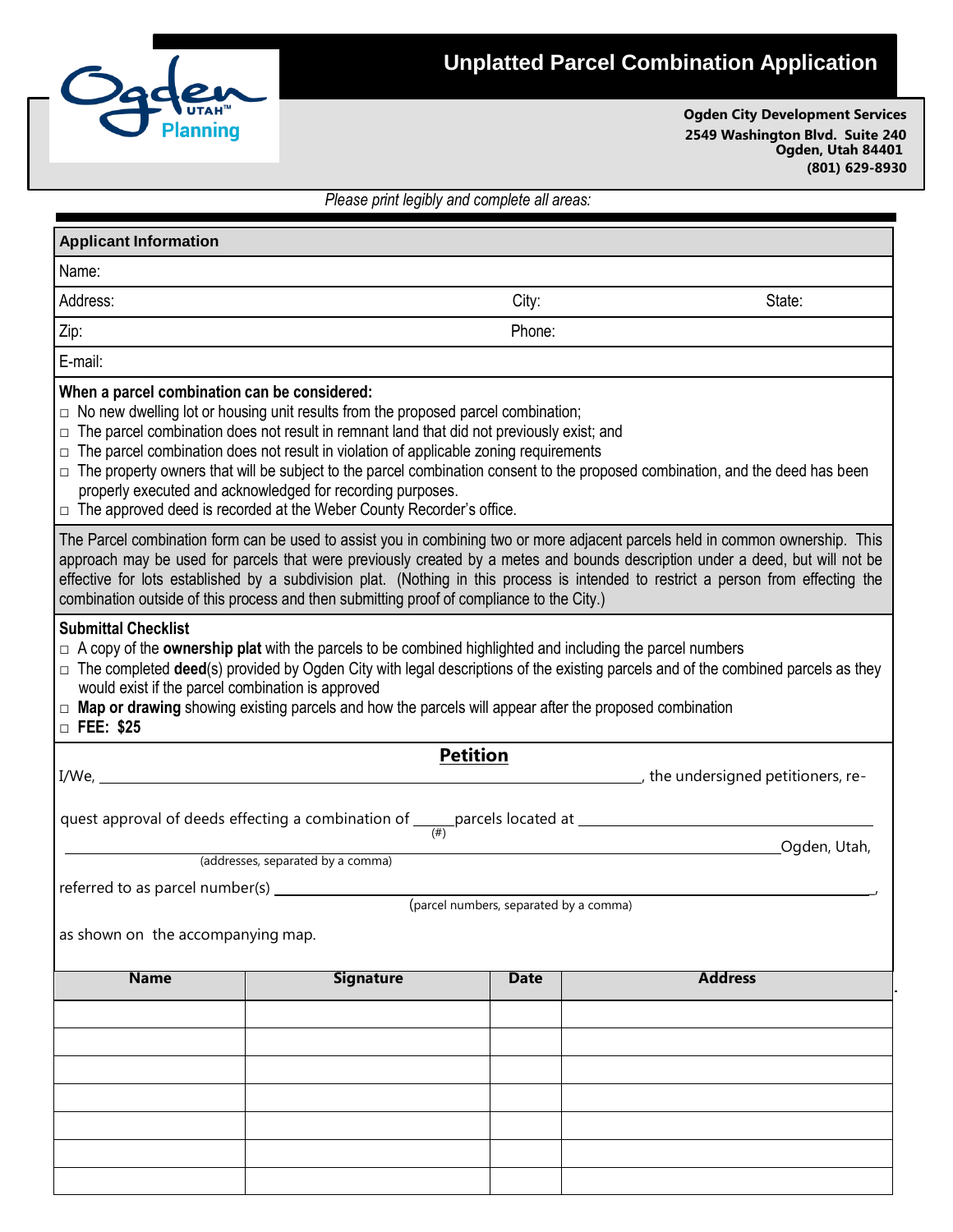# Unplatted Parcel Combination Application

**Ogden City Development Services**
**2549 Washington Blvd. Suite 240**
**Ogden, Utah 84401**
**(801) 629-8930**

*Please print legibly and complete all areas:*

## Applicant Information

Name:

Address: City: State:

Zip: Phone:

E-mail:

**When a parcel combination can be considered:**

- □ No new dwelling lot or housing unit results from the proposed parcel combination;
- □ The parcel combination does not result in remnant land that did not previously exist; and
- □ The parcel combination does not result in violation of applicable zoning requirements
- □ The property owners that will be subject to the parcel combination consent to the proposed combination, and the deed has been properly executed and acknowledged for recording purposes.
- □ The approved deed is recorded at the Weber County Recorder's office.

The Parcel combination form can be used to assist you in combining two or more adjacent parcels held in common ownership. This approach may be used for parcels that were previously created by a metes and bounds description under a deed, but will not be effective for lots established by a subdivision plat. (Nothing in this process is intended to restrict a person from effecting the combination outside of this process and then submitting proof of compliance to the City.)

**Submittal Checklist**

- □ A copy of the **ownership plat** with the parcels to be combined highlighted and including the parcel numbers
- □ The completed **deed**(s) provided by Ogden City with legal descriptions of the existing parcels and of the combined parcels as they would exist if the parcel combination is approved
- □ **Map or drawing** showing existing parcels and how the parcels will appear after the proposed combination
- □ **FEE: $25**

## Petition

I/We, ______________________________, the undersigned petitioners, request approval of deeds effecting a combination of _____ (#) parcels located at ______________________________ (addresses, separated by a comma) Ogden, Utah,

referred to as parcel number(s) ______________________________ (parcel numbers, separated by a comma),

as shown on the accompanying map.

| Name | Signature | Date | Address |
|---|---|---|---|
| | | | |
| | | | |
| | | | |
| | | | |
| | | | |
| | | | |
| | | | |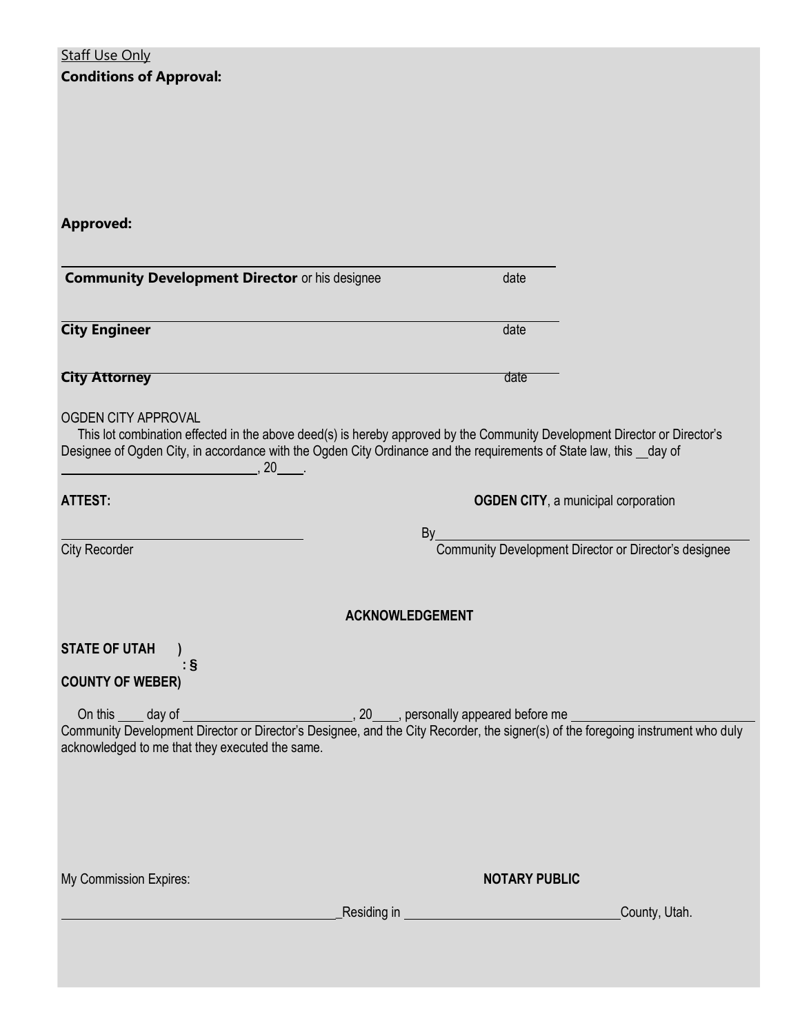Staff Use Only

**Conditions of Approval:**

**Approved:**

\_\_\_\_\_\_\_\_\_\_\_\_\_\_\_\_\_\_\_\_\_\_\_\_\_\_\_\_\_\_\_\_\_\_\_\_\_\_\_\_\_\_\_\_\_\_\_\_\_\_\_\_\_\_\_\_\_\_\_\_

**Community Development Director** or his designee                    date

\_\_\_\_\_\_\_\_\_\_\_\_\_\_\_\_\_\_\_\_\_\_\_\_\_\_\_\_\_\_\_\_\_\_\_\_\_\_\_\_\_\_\_\_\_\_\_\_\_\_\_\_\_\_\_\_\_\_\_\_

**City Engineer**                    date

\_\_\_\_\_\_\_\_\_\_\_\_\_\_\_\_\_\_\_\_\_\_\_\_\_\_\_\_\_\_\_\_\_\_\_\_\_\_\_\_\_\_\_\_\_\_\_\_\_\_\_\_\_\_\_\_\_\_\_\_

**City Attorney**                    date

OGDEN CITY APPROVAL

This lot combination effected in the above deed(s) is hereby approved by the Community Development Director or Director's Designee of Ogden City, in accordance with the Ogden City Ordinance and the requirements of State law, this \_\_day of \_\_\_\_\_\_\_\_\_\_\_\_\_\_\_\_\_\_\_\_\_\_\_\_\_\_\_\_, 20\_\_\_\_.

**ATTEST:**                    **OGDEN CITY**, a municipal corporation

\_\_\_\_\_\_\_\_\_\_\_\_\_\_\_\_\_\_\_\_\_\_\_\_\_\_\_\_\_\_\_\_\_\_\_\_                    By\_\_\_\_\_\_\_\_\_\_\_\_\_\_\_\_\_\_\_\_\_\_\_\_\_\_\_\_\_\_\_\_\_\_\_\_\_\_\_\_\_\_

City Recorder                    Community Development Director or Director's designee

**ACKNOWLEDGEMENT**

**STATE OF UTAH )**
**: §**
**COUNTY OF WEBER)**

On this \_\_\_\_ day of \_\_\_\_\_\_\_\_\_\_\_\_\_\_\_\_\_\_\_\_\_\_\_\_\_\_, 20\_\_\_\_, personally appeared before me \_\_\_\_\_\_\_\_\_\_\_\_\_\_\_\_\_\_\_\_\_\_\_\_\_\_\_\_ Community Development Director or Director's Designee, and the City Recorder, the signer(s) of the foregoing instrument who duly acknowledged to me that they executed the same.

My Commission Expires:                    **NOTARY PUBLIC**

\_\_\_\_\_\_\_\_\_\_\_\_\_\_\_\_\_\_\_\_\_\_\_\_\_\_\_\_\_\_\_\_\_\_\_\_\_\_\_\_\_\_\_\_Residing in \_\_\_\_\_\_\_\_\_\_\_\_\_\_\_\_\_\_\_\_\_\_\_\_\_\_\_\_\_\_\_\_\_\_County, Utah.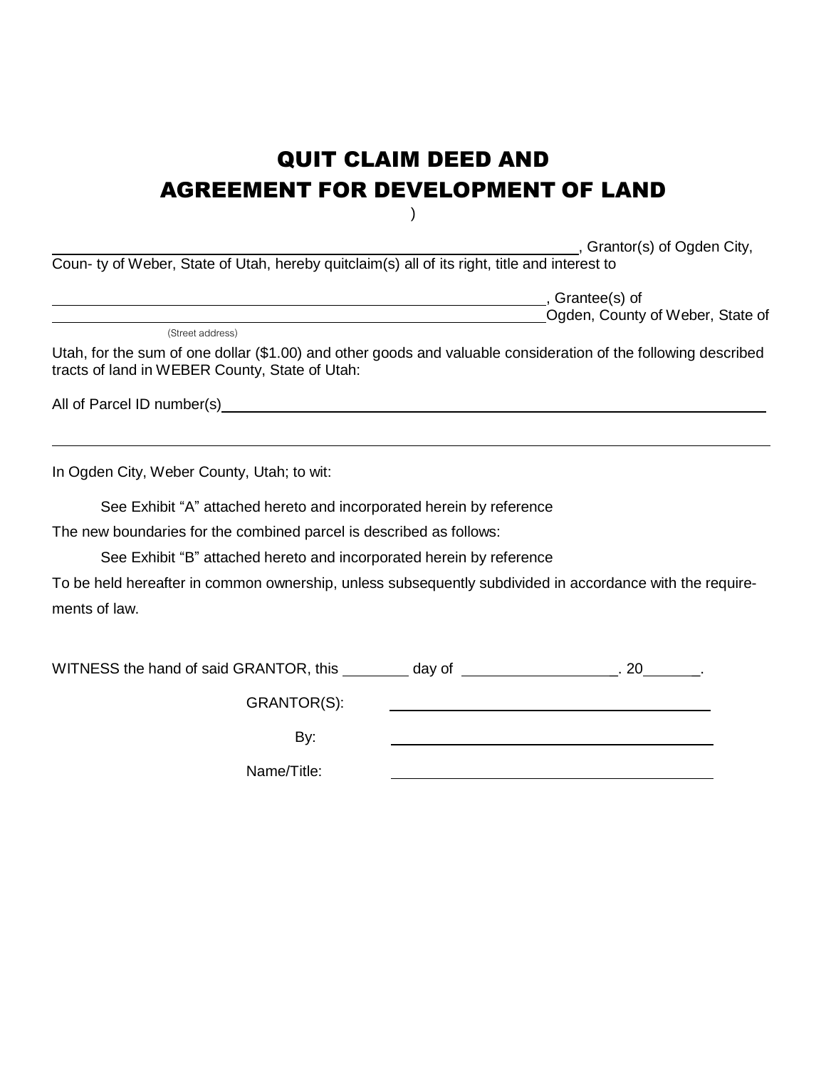# QUIT CLAIM DEED AND AGREEMENT FOR DEVELOPMENT OF LAND

)

______________________________________________, Grantor(s) of Ogden City, Coun- ty of Weber, State of Utah, hereby quitclaim(s) all of its right, title and interest to

______________________________________________, Grantee(s) of
______________________________________________ Ogden, County of Weber, State of
(Street address)

Utah, for the sum of one dollar ($1.00) and other goods and valuable consideration of the following described tracts of land in WEBER County, State of Utah:

All of Parcel ID number(s)______________________________________________

______________________________________________

In Ogden City, Weber County, Utah; to wit:

See Exhibit "A" attached hereto and incorporated herein by reference

The new boundaries for the combined parcel is described as follows:

See Exhibit "B" attached hereto and incorporated herein by reference

To be held hereafter in common ownership, unless subsequently subdivided in accordance with the require- ments of law.

WITNESS the hand of said GRANTOR, this ________ day of __________________. 20_______.

GRANTOR(S): ______________________________

By: ______________________________

Name/Title: ______________________________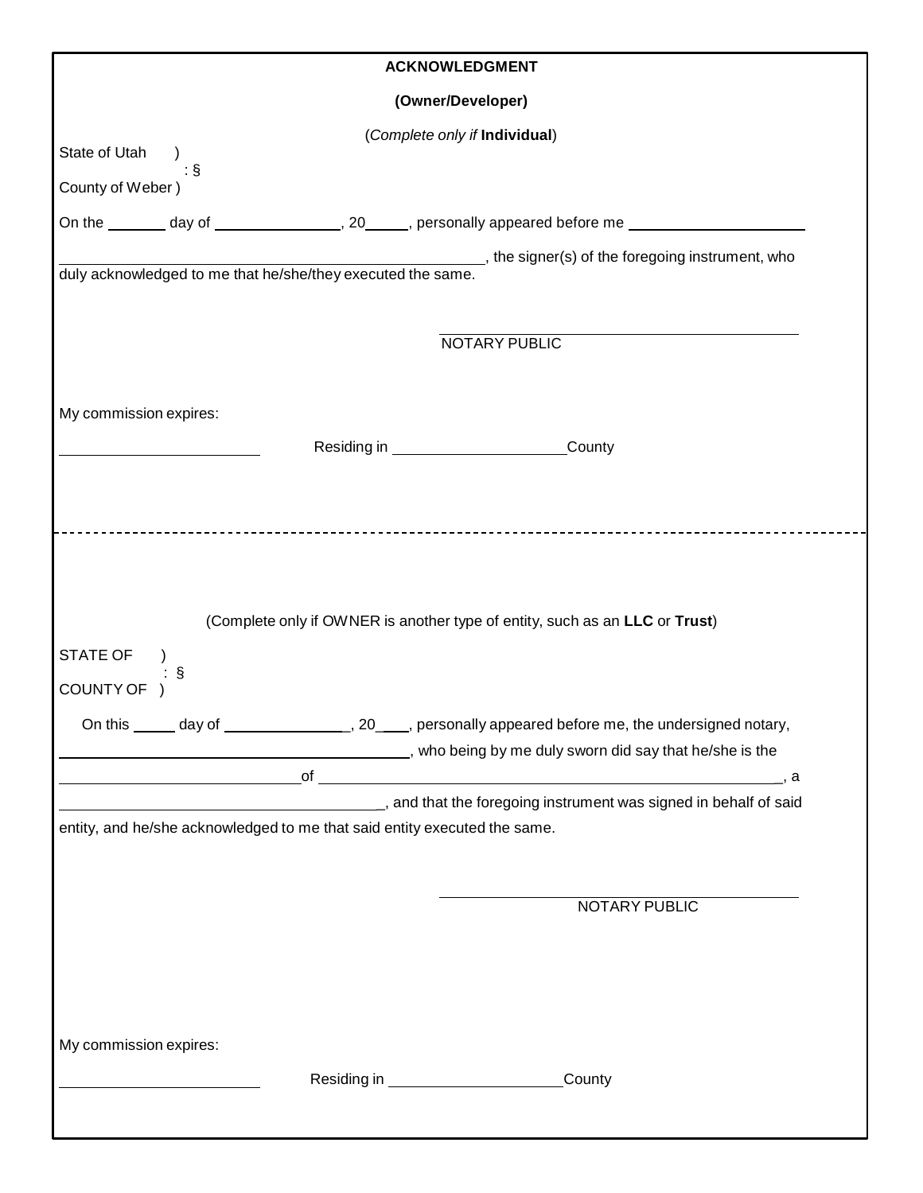**ACKNOWLEDGMENT**

**(Owner/Developer)**

(*Complete only if* **Individual**)

State of Utah )
: §
County of Weber )

On the _______ day of _______________, 20_____, personally appeared before me _____________________

_________________________________________________, the signer(s) of the foregoing instrument, who duly acknowledged to me that he/she/they executed the same.

_________________________________________
NOTARY PUBLIC

My commission expires:

________________________ Residing in ____________________County

---

(Complete only if OWNER is another type of entity, such as an **LLC** or **Trust**)

STATE OF )
: §
COUNTY OF )

On this _____ day of _______________, 20____, personally appeared before me, the undersigned notary, ___________________________________________, who being by me duly sworn did say that he/she is the _____________________________of ___________________________________________________, a ________________________________________, and that the foregoing instrument was signed in behalf of said entity, and he/she acknowledged to me that said entity executed the same.

_________________________________________
NOTARY PUBLIC

My commission expires:

________________________ Residing in ____________________County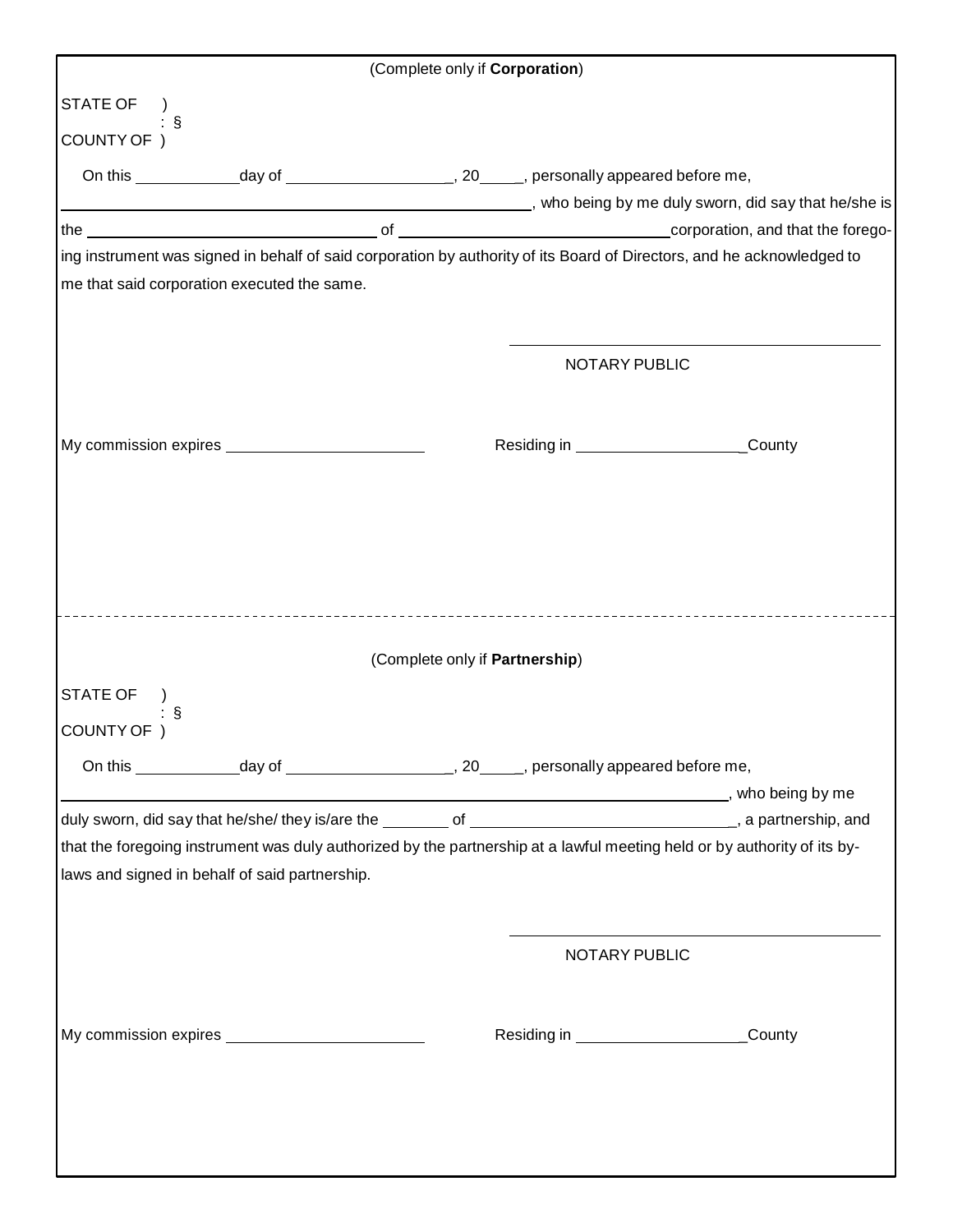(Complete only if **Corporation**)

STATE OF )
: §
COUNTY OF )

On this ____________day of ___________________, 20_____, personally appeared before me, ________________________________________________________, who being by me duly sworn, did say that he/she is the ____________________________________ of ______________________________corporation, and that the foregoing instrument was signed in behalf of said corporation by authority of its Board of Directors, and he acknowledged to me that said corporation executed the same.

______________________________________
NOTARY PUBLIC

My commission expires ______________________     Residing in ____________________County

---

(Complete only if **Partnership**)

STATE OF )
: §
COUNTY OF )

On this ____________day of ___________________, 20_____, personally appeared before me, ________________________________________________________________________________, who being by me duly sworn, did say that he/she/ they is/are the ________ of ______________________________, a partnership, and that the foregoing instrument was duly authorized by the partnership at a lawful meeting held or by authority of its by-laws and signed in behalf of said partnership.

______________________________________
NOTARY PUBLIC

My commission expires ______________________     Residing in ____________________County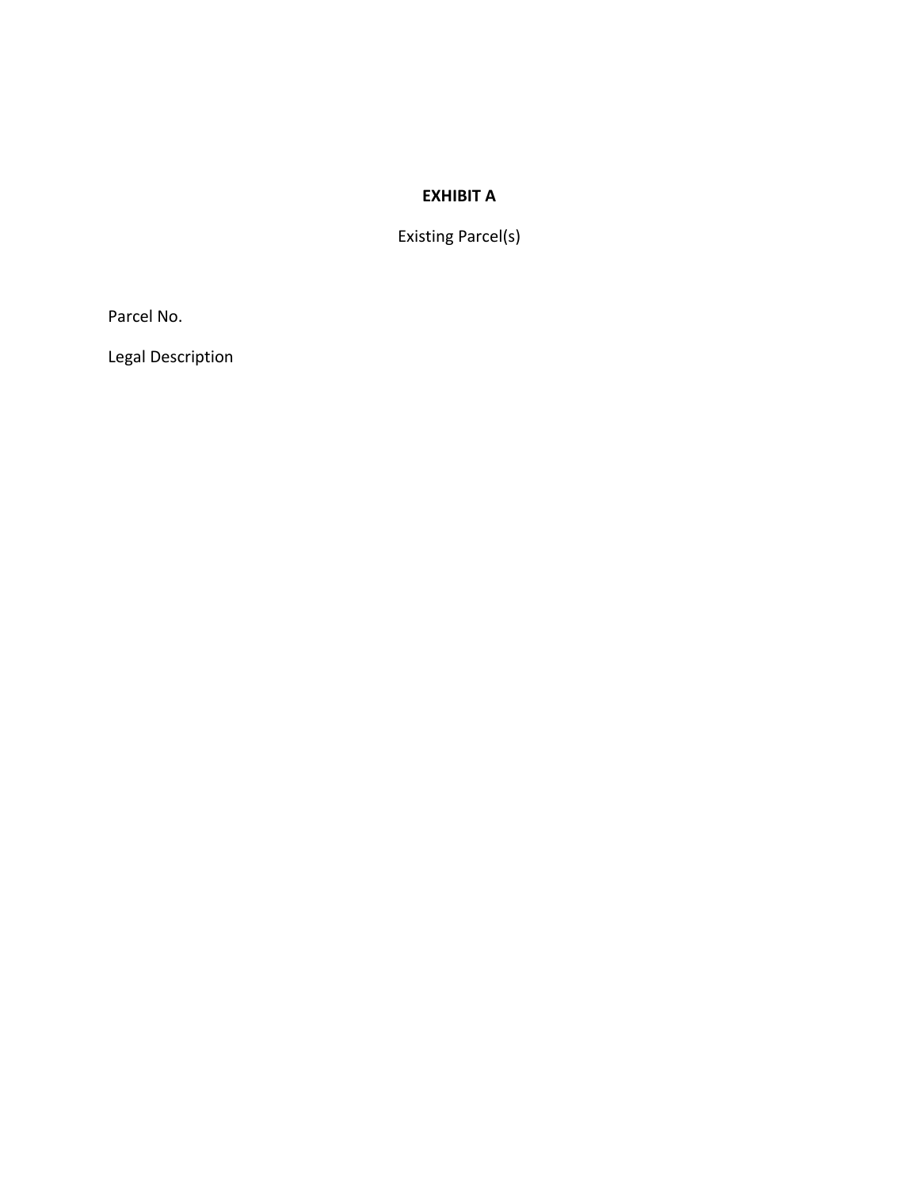# EXHIBIT A

Existing Parcel(s)

Parcel No.

Legal Description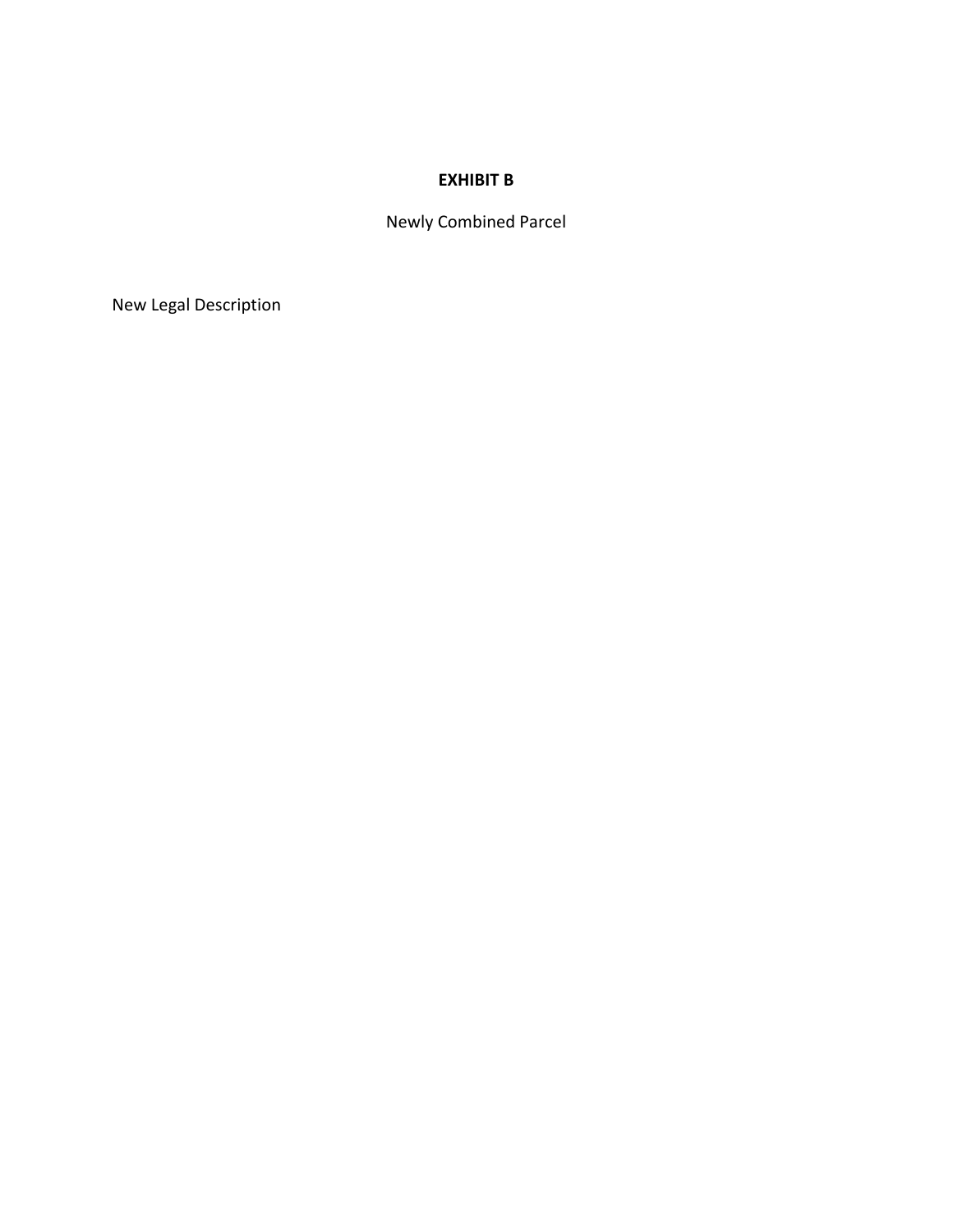**EXHIBIT B**

Newly Combined Parcel

New Legal Description